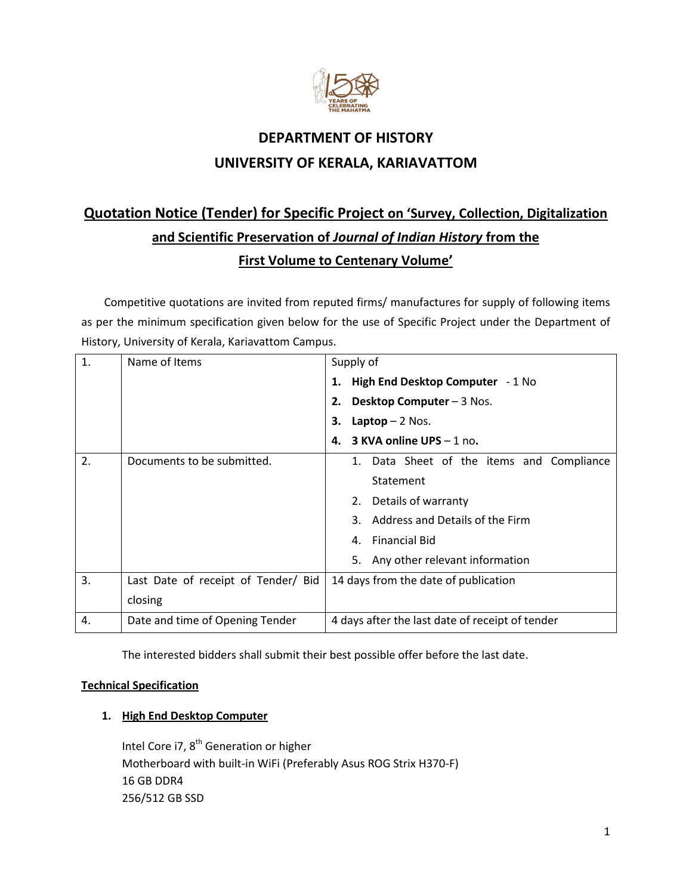# DEPARTMENT OF HISTORY

# UNIVERSITY OF KERALA, KARIAVATTOM

## Quotation Notice (Tender) for Specific Project on 'Survey, Collection, Digitalization and Scientific Preservation of *Journal of Indian History* from the First Volume to Centenary Volume'

Competitive quotations are invited from reputed firms/ manufactures for supply of following items as per the minimum specification given below for the use of Specific Project under the Department of History, University of Kerala, Kariavattom Campus.

| | | |
|---|---|---|
| 1. | Name of Items | Supply of<br>1. **High End Desktop Computer** - 1 No<br>2. **Desktop Computer** – 3 Nos.<br>3. **Laptop** – 2 Nos.<br>4. **3 KVA online UPS** – 1 no**.** |
| 2. | Documents to be submitted. | 1. Data Sheet of the items and Compliance Statement<br>2. Details of warranty<br>3. Address and Details of the Firm<br>4. Financial Bid<br>5. Any other relevant information |
| 3. | Last Date of receipt of Tender/ Bid closing | 14 days from the date of publication |
| 4. | Date and time of Opening Tender | 4 days after the last date of receipt of tender |

The interested bidders shall submit their best possible offer before the last date.

**Technical Specification**

1. **High End Desktop Computer**

Intel Core i7, 8th Generation or higher
Motherboard with built-in WiFi (Preferably Asus ROG Strix H370-F)
16 GB DDR4
256/512 GB SSD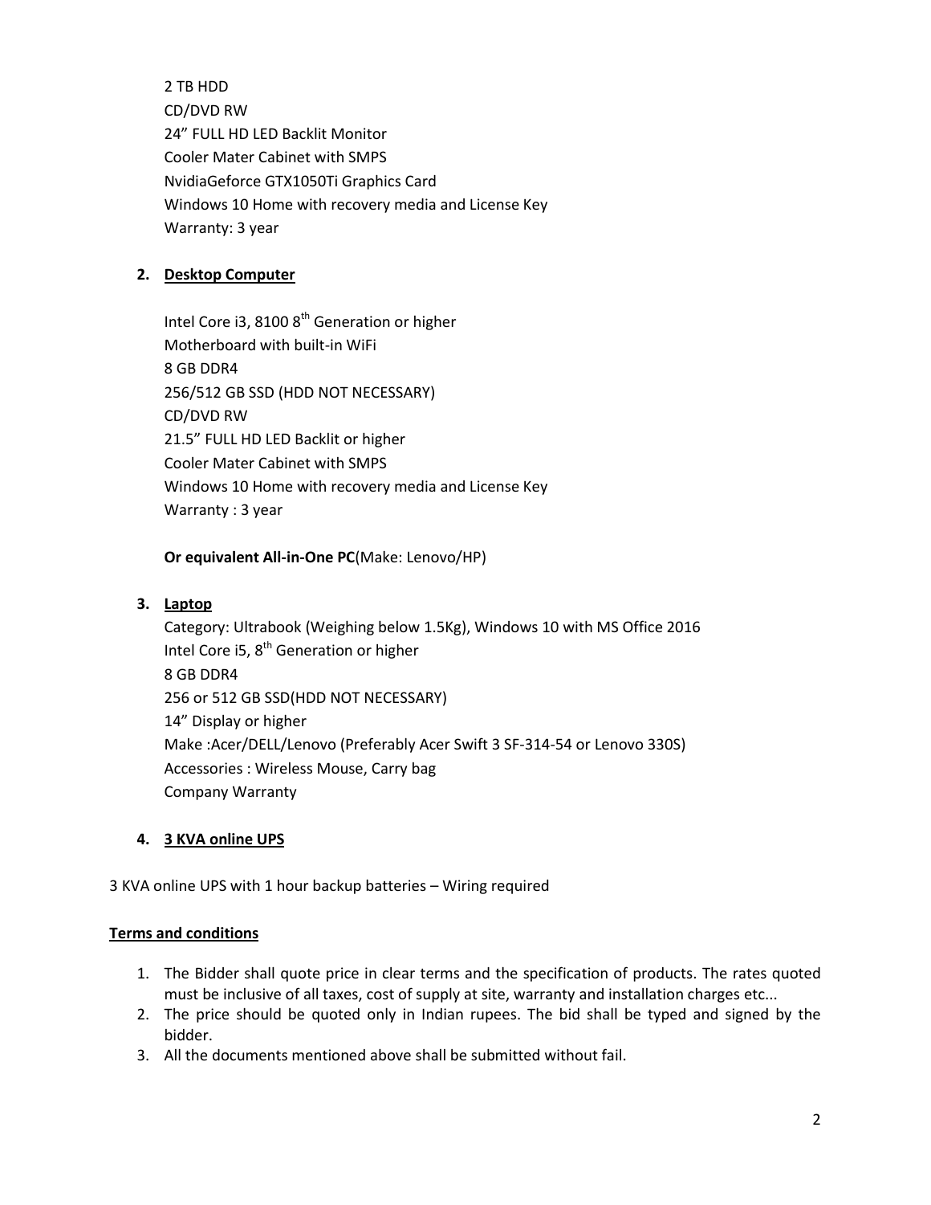2 TB HDD
CD/DVD RW
24” FULL HD LED Backlit Monitor
Cooler Mater Cabinet with SMPS
NvidiaGeforce GTX1050Ti Graphics Card
Windows 10 Home with recovery media and License Key
Warranty: 3 year

2. **Desktop Computer**

   Intel Core i3, 8100 8th Generation or higher
   Motherboard with built-in WiFi
   8 GB DDR4
   256/512 GB SSD (HDD NOT NECESSARY)
   CD/DVD RW
   21.5” FULL HD LED Backlit or higher
   Cooler Mater Cabinet with SMPS
   Windows 10 Home with recovery media and License Key
   Warranty : 3 year

   **Or equivalent All-in-One PC**(Make: Lenovo/HP)

3. **Laptop**
   Category: Ultrabook (Weighing below 1.5Kg), Windows 10 with MS Office 2016
   Intel Core i5, 8th Generation or higher
   8 GB DDR4
   256 or 512 GB SSD(HDD NOT NECESSARY)
   14” Display or higher
   Make :Acer/DELL/Lenovo (Preferably Acer Swift 3 SF-314-54 or Lenovo 330S)
   Accessories : Wireless Mouse, Carry bag
   Company Warranty

4. **3 KVA online UPS**

3 KVA online UPS with 1 hour backup batteries – Wiring required

**Terms and conditions**

1. The Bidder shall quote price in clear terms and the specification of products. The rates quoted must be inclusive of all taxes, cost of supply at site, warranty and installation charges etc...
2. The price should be quoted only in Indian rupees. The bid shall be typed and signed by the bidder.
3. All the documents mentioned above shall be submitted without fail.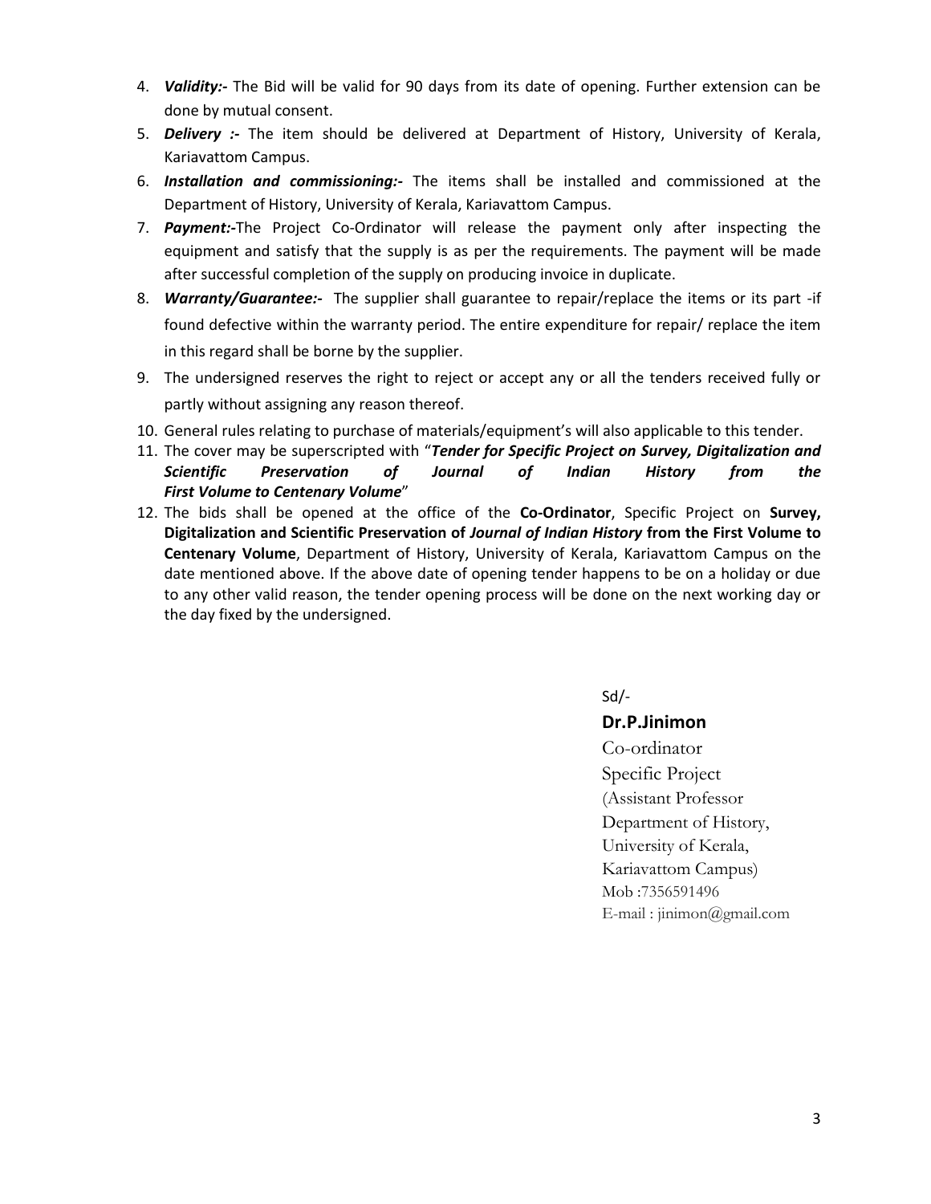4. ***Validity:-*** The Bid will be valid for 90 days from its date of opening. Further extension can be done by mutual consent.
5. ***Delivery :-*** The item should be delivered at Department of History, University of Kerala, Kariavattom Campus.
6. ***Installation and commissioning:-*** The items shall be installed and commissioned at the Department of History, University of Kerala, Kariavattom Campus.
7. ***Payment:-***The Project Co-Ordinator will release the payment only after inspecting the equipment and satisfy that the supply is as per the requirements. The payment will be made after successful completion of the supply on producing invoice in duplicate.
8. ***Warranty/Guarantee:-*** The supplier shall guarantee to repair/replace the items or its part -if found defective within the warranty period. The entire expenditure for repair/ replace the item in this regard shall be borne by the supplier.
9. The undersigned reserves the right to reject or accept any or all the tenders received fully or partly without assigning any reason thereof.
10. General rules relating to purchase of materials/equipment's will also applicable to this tender.
11. The cover may be superscripted with "***Tender for Specific Project on Survey, Digitalization and Scientific Preservation of Journal of Indian History from the First Volume to Centenary Volume***"
12. The bids shall be opened at the office of the **Co-Ordinator**, Specific Project on **Survey, Digitalization and Scientific Preservation of *Journal of Indian History* from the First Volume to Centenary Volume**, Department of History, University of Kerala, Kariavattom Campus on the date mentioned above. If the above date of opening tender happens to be on a holiday or due to any other valid reason, the tender opening process will be done on the next working day or the day fixed by the undersigned.

Sd/-

**Dr.P.Jinimon**

Co-ordinator

Specific Project

(Assistant Professor

Department of History,

University of Kerala,

Kariavattom Campus)

Mob :7356591496

E-mail : jinimon@gmail.com